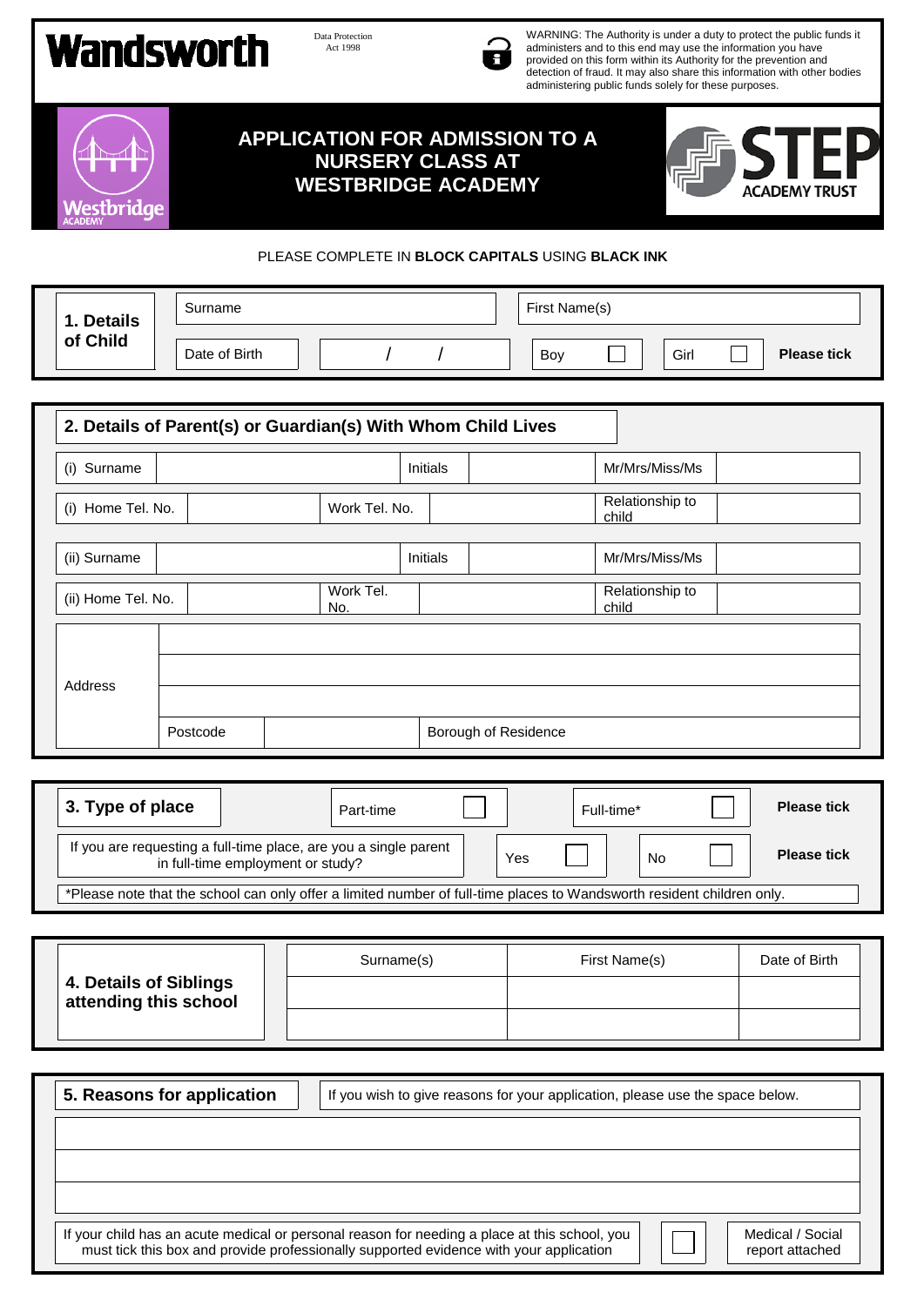**Wandsworth**

Data Protection Act 1998

WARNING: The Authority is under a duty to protect the public funds it administers and to this end may use the information you have provided on this form within its Authority for the prevention and detection of fraud. It may also share this information with other bodies administering public funds solely for these purposes.

Westbridge ACADEMY

# APPLICATION FOR ADMISSION TO A NURSERY CLASS AT WESTBRIDGE ACADEMY

STEP ACADEMY TRUST

PLEASE COMPLETE IN **BLOCK CAPITALS** USING **BLACK INK**

## 1. Details of Child

| Surname | | First Name(s) | | | |
|---|---|---|---|---|---|
| Date of Birth | / / | Boy ☐ | Girl ☐ | **Please tick** | |

## 2. Details of Parent(s) or Guardian(s) With Whom Child Lives

| (i) Surname | | Initials | | Mr/Mrs/Miss/Ms | |
|---|---|---|---|---|---|
| (i) Home Tel. No. | | Work Tel. No. | | Relationship to child | |
| (ii) Surname | | Initials | | Mr/Mrs/Miss/Ms | |
| (ii) Home Tel. No. | | Work Tel. No. | | Relationship to child | |

| Address | | | |
|---|---|---|---|
| | | | |
| | | | |
| | Postcode | | Borough of Residence |

## 3. Type of place

| Part-time ☐ | Full-time* ☐ | **Please tick** |
|---|---|---|
| If you are requesting a full-time place, are you a single parent in full-time employment or study? | Yes ☐ No ☐ | **Please tick** |

*Please note that the school can only offer a limited number of full-time places to Wandsworth resident children only.

## 4. Details of Siblings attending this school

| Surname(s) | First Name(s) | Date of Birth |
|---|---|---|
| | | |
| | | |

## 5. Reasons for application

If you wish to give reasons for your application, please use the space below.

| |
|---|
| |
| |
| |

If your child has an acute medical or personal reason for needing a place at this school, you must tick this box and provide professionally supported evidence with your application ☐ Medical / Social report attached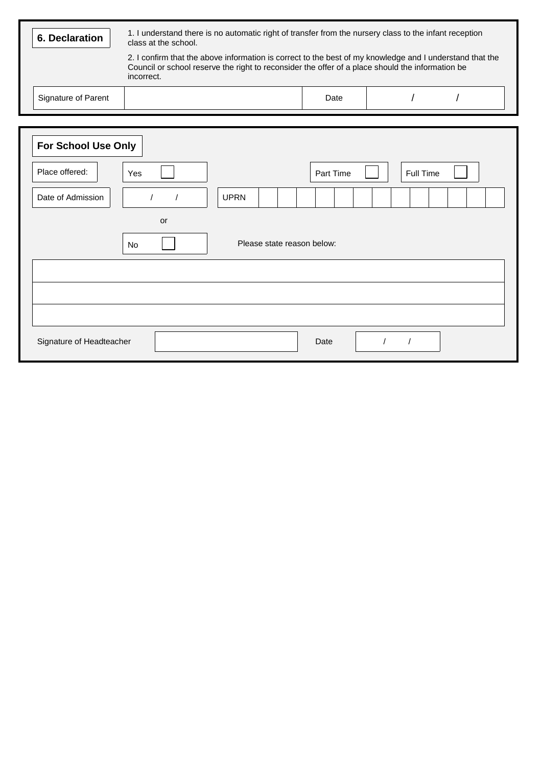## 6. Declaration

1. I understand there is no automatic right of transfer from the nursery class to the infant reception class at the school.

2. I confirm that the above information is correct to the best of my knowledge and I understand that the Council or school reserve the right to reconsider the offer of a place should the information be incorrect.

| | | | |
|---|---|---|---|
| Signature of Parent | | Date | / / |

## For School Use Only

Place offered: Yes ☐ Part Time ☐ Full Time ☐

Date of Admission / / UPRN

or

No ☐ Please state reason below:

| |
|---|
| |
| |
| |

| | | | |
|---|---|---|---|
| Signature of Headteacher | | Date | / / |